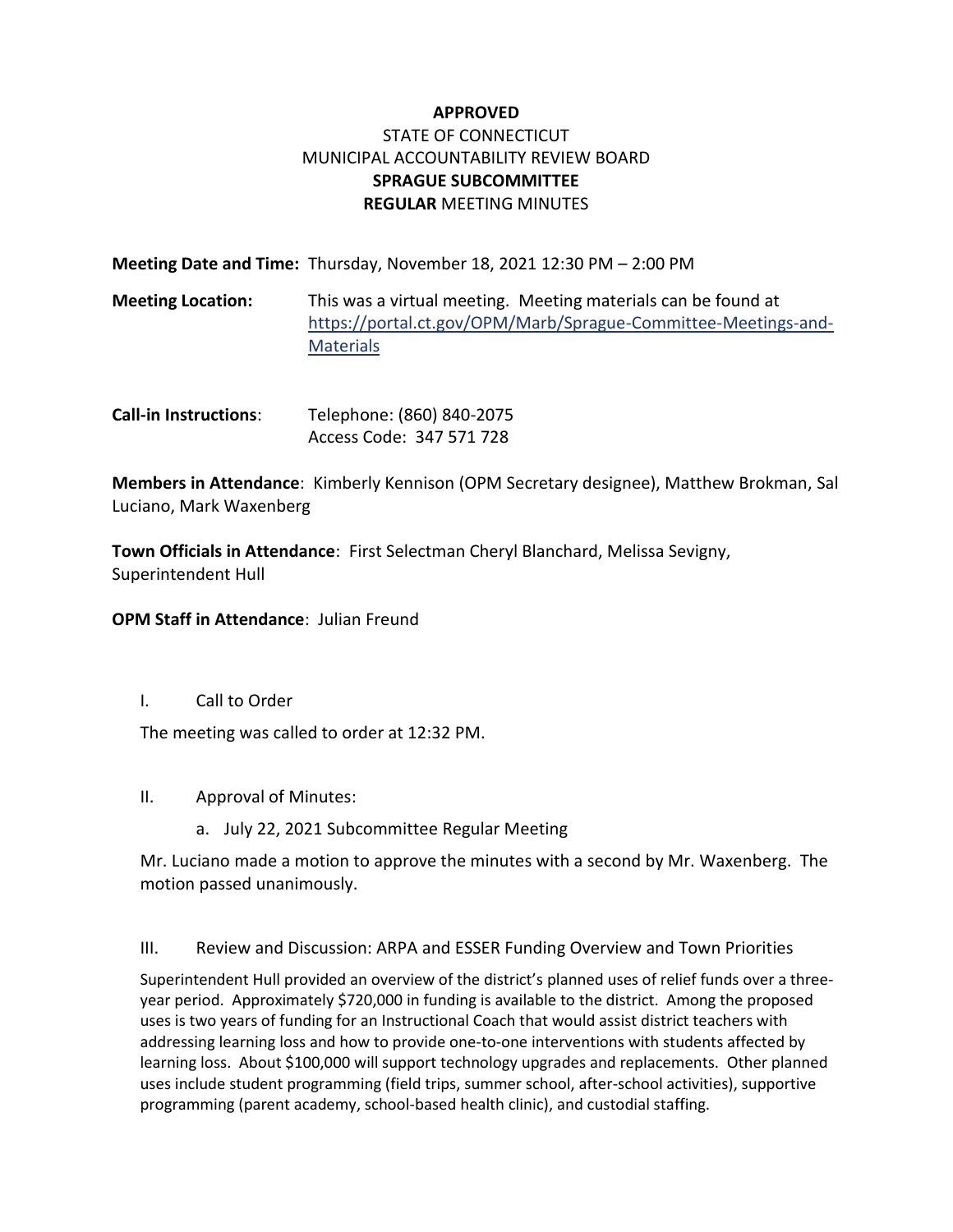**APPROVED**

STATE OF CONNECTICUT

MUNICIPAL ACCOUNTABILITY REVIEW BOARD

**SPRAGUE SUBCOMMITTEE**

**REGULAR** MEETING MINUTES

**Meeting Date and Time:** Thursday, November 18, 2021 12:30 PM – 2:00 PM

**Meeting Location:** This was a virtual meeting. Meeting materials can be found at [https://portal.ct.gov/OPM/Marb/Sprague-Committee-Meetings-and-Materials](https://portal.ct.gov/OPM/Marb/Sprague-Committee-Meetings-and-Materials)

**Call-in Instructions**: Telephone: (860) 840-2075
Access Code: 347 571 728

**Members in Attendance**: Kimberly Kennison (OPM Secretary designee), Matthew Brokman, Sal Luciano, Mark Waxenberg

**Town Officials in Attendance**: First Selectman Cheryl Blanchard, Melissa Sevigny, Superintendent Hull

**OPM Staff in Attendance**: Julian Freund

I. Call to Order

The meeting was called to order at 12:32 PM.

II. Approval of Minutes:

a. July 22, 2021 Subcommittee Regular Meeting

Mr. Luciano made a motion to approve the minutes with a second by Mr. Waxenberg. The motion passed unanimously.

III. Review and Discussion: ARPA and ESSER Funding Overview and Town Priorities

Superintendent Hull provided an overview of the district's planned uses of relief funds over a three-year period. Approximately $720,000 in funding is available to the district. Among the proposed uses is two years of funding for an Instructional Coach that would assist district teachers with addressing learning loss and how to provide one-to-one interventions with students affected by learning loss. About $100,000 will support technology upgrades and replacements. Other planned uses include student programming (field trips, summer school, after-school activities), supportive programming (parent academy, school-based health clinic), and custodial staffing.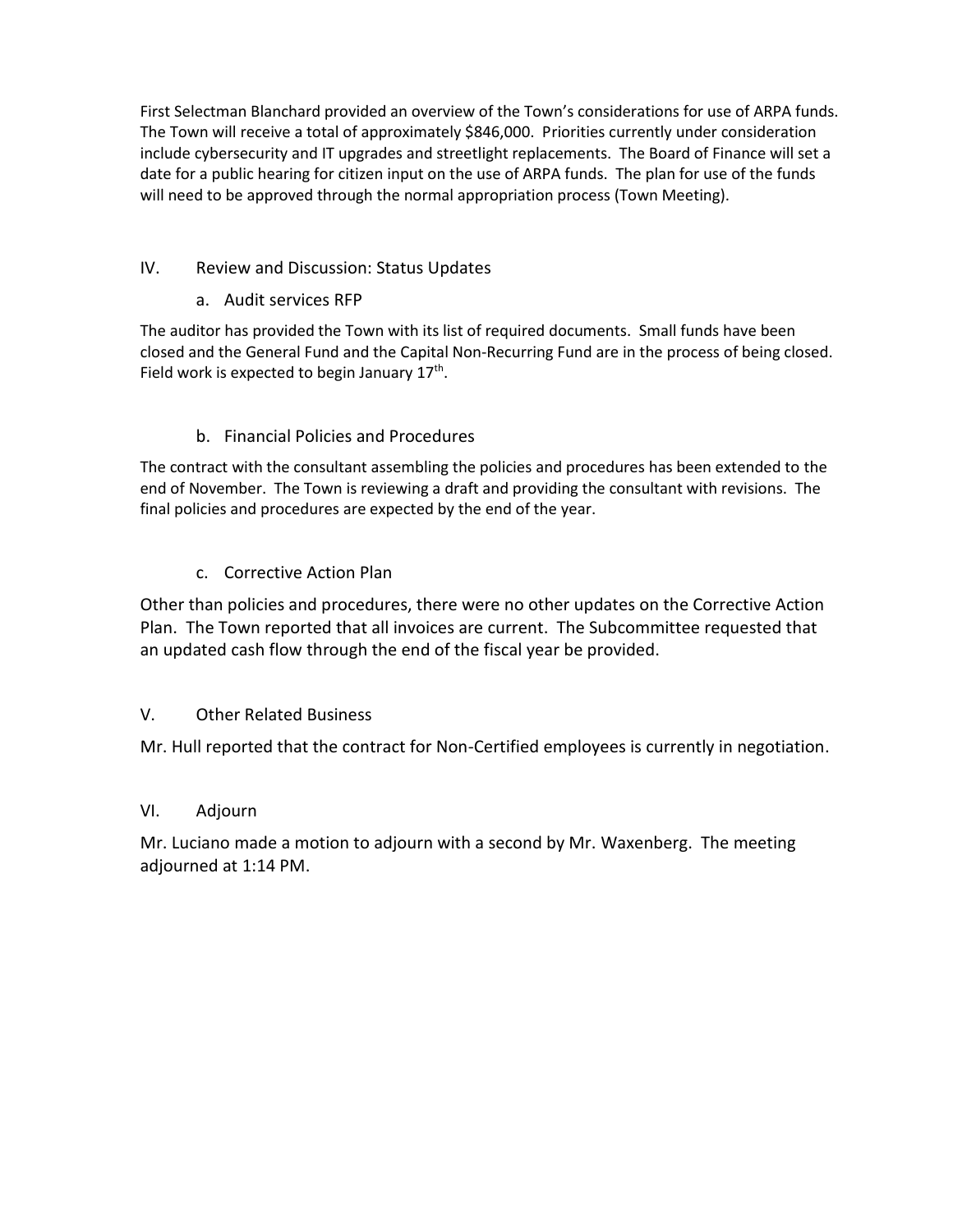First Selectman Blanchard provided an overview of the Town's considerations for use of ARPA funds. The Town will receive a total of approximately $846,000. Priorities currently under consideration include cybersecurity and IT upgrades and streetlight replacements. The Board of Finance will set a date for a public hearing for citizen input on the use of ARPA funds. The plan for use of the funds will need to be approved through the normal appropriation process (Town Meeting).

## IV. Review and Discussion: Status Updates

### a. Audit services RFP

The auditor has provided the Town with its list of required documents. Small funds have been closed and the General Fund and the Capital Non-Recurring Fund are in the process of being closed. Field work is expected to begin January 17th.

### b. Financial Policies and Procedures

The contract with the consultant assembling the policies and procedures has been extended to the end of November. The Town is reviewing a draft and providing the consultant with revisions. The final policies and procedures are expected by the end of the year.

### c. Corrective Action Plan

Other than policies and procedures, there were no other updates on the Corrective Action Plan. The Town reported that all invoices are current. The Subcommittee requested that an updated cash flow through the end of the fiscal year be provided.

## V. Other Related Business

Mr. Hull reported that the contract for Non-Certified employees is currently in negotiation.

## VI. Adjourn

Mr. Luciano made a motion to adjourn with a second by Mr. Waxenberg. The meeting adjourned at 1:14 PM.